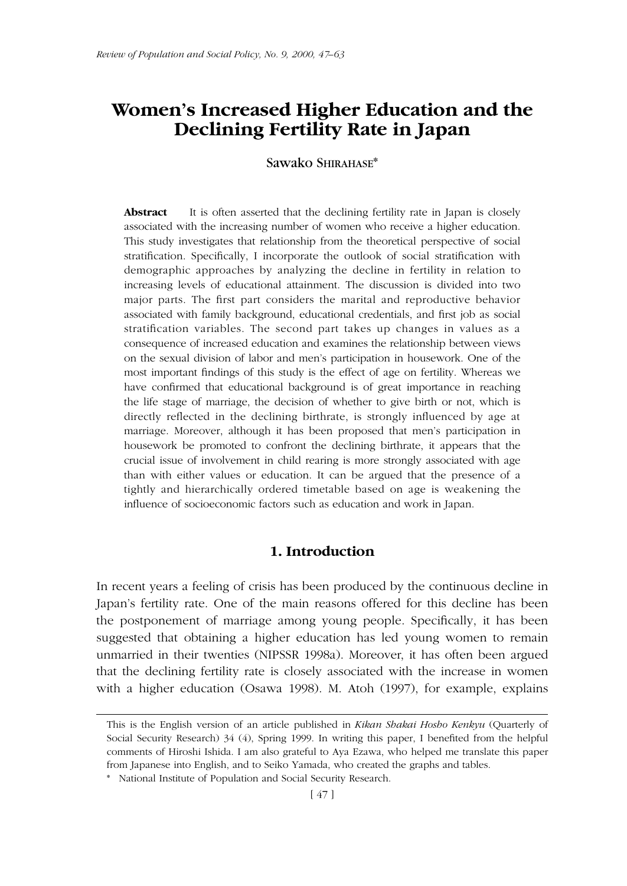# Women's Increased Higher Education and the Declining Fertility Rate in Japan

Sawako SHIRAHASE*

**Abstract** It is often asserted that the declining fertility rate in Japan is closely associated with the increasing number of women who receive a higher education. This study investigates that relationship from the theoretical perspective of social stratification. Specifically, I incorporate the outlook of social stratification with demographic approaches by analyzing the decline in fertility in relation to increasing levels of educational attainment. The discussion is divided into two major parts. The first part considers the marital and reproductive behavior associated with family background, educational credentials, and first job as social stratification variables. The second part takes up changes in values as a consequence of increased education and examines the relationship between views on the sexual division of labor and men's participation in housework. One of the most important findings of this study is the effect of age on fertility. Whereas we have confirmed that educational background is of great importance in reaching the life stage of marriage, the decision of whether to give birth or not, which is directly reflected in the declining birthrate, is strongly influenced by age at marriage. Moreover, although it has been proposed that men's participation in housework be promoted to confront the declining birthrate, it appears that the crucial issue of involvement in child rearing is more strongly associated with age than with either values or education. It can be argued that the presence of a tightly and hierarchically ordered timetable based on age is weakening the influence of socioeconomic factors such as education and work in Japan.

## 1. Introduction

In recent years a feeling of crisis has been produced by the continuous decline in Japan's fertility rate. One of the main reasons offered for this decline has been the postponement of marriage among young people. Specifically, it has been suggested that obtaining a higher education has led young women to remain unmarried in their twenties (NIPSSR 1998a). Moreover, it has often been argued that the declining fertility rate is closely associated with the increase in women with a higher education (Osawa 1998). M. Atoh (1997), for example, explains

---

This is the English version of an article published in *Kikan Shakai Hosho Kenkyu* (Quarterly of Social Security Research) 34 (4), Spring 1999. In writing this paper, I benefited from the helpful comments of Hiroshi Ishida. I am also grateful to Aya Ezawa, who helped me translate this paper from Japanese into English, and to Seiko Yamada, who created the graphs and tables.

\* National Institute of Population and Social Security Research.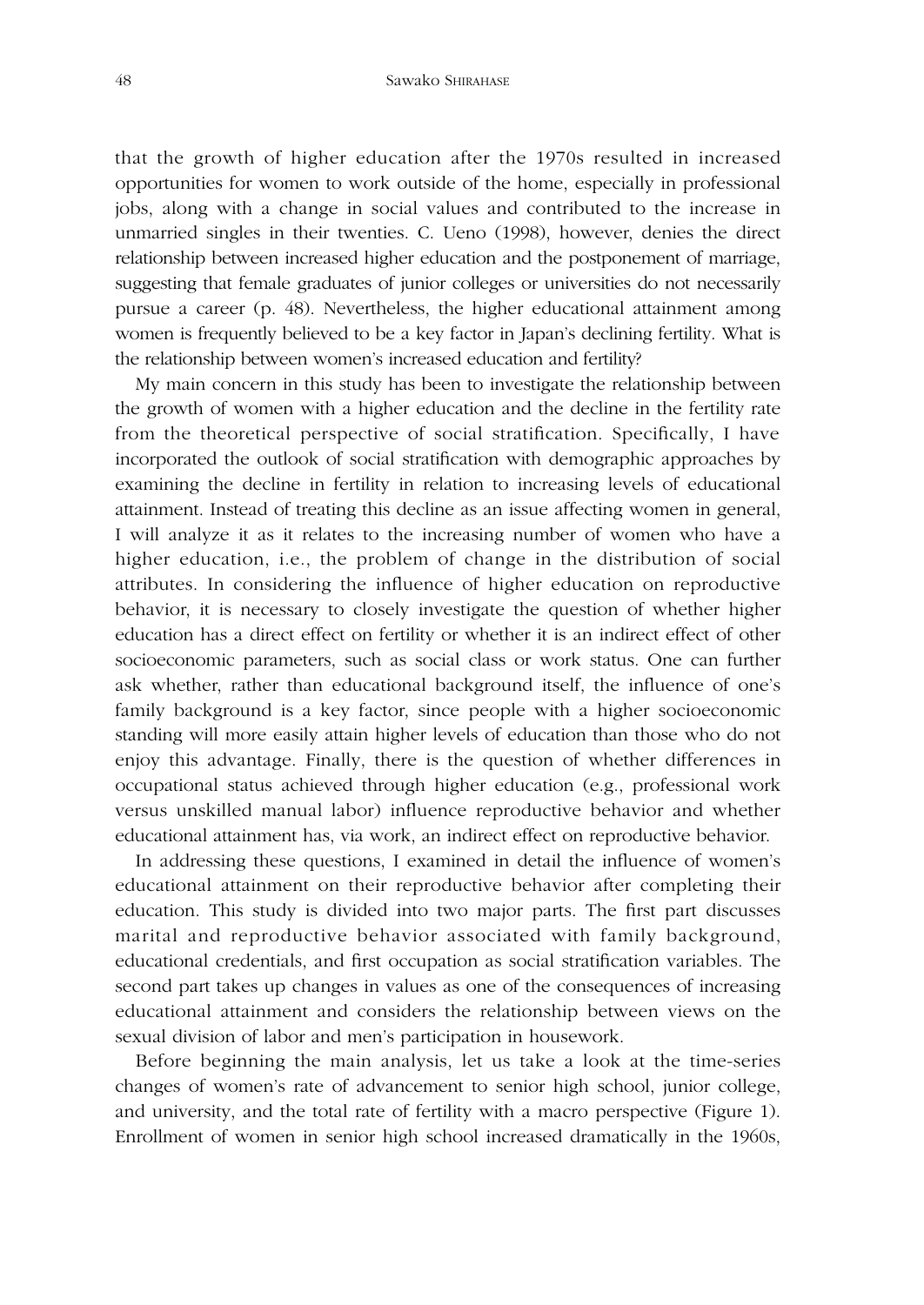that the growth of higher education after the 1970s resulted in increased opportunities for women to work outside of the home, especially in professional jobs, along with a change in social values and contributed to the increase in unmarried singles in their twenties. C. Ueno (1998), however, denies the direct relationship between increased higher education and the postponement of marriage, suggesting that female graduates of junior colleges or universities do not necessarily pursue a career (p. 48). Nevertheless, the higher educational attainment among women is frequently believed to be a key factor in Japan's declining fertility. What is the relationship between women's increased education and fertility?

My main concern in this study has been to investigate the relationship between the growth of women with a higher education and the decline in the fertility rate from the theoretical perspective of social stratification. Specifically, I have incorporated the outlook of social stratification with demographic approaches by examining the decline in fertility in relation to increasing levels of educational attainment. Instead of treating this decline as an issue affecting women in general, I will analyze it as it relates to the increasing number of women who have a higher education, i.e., the problem of change in the distribution of social attributes. In considering the influence of higher education on reproductive behavior, it is necessary to closely investigate the question of whether higher education has a direct effect on fertility or whether it is an indirect effect of other socioeconomic parameters, such as social class or work status. One can further ask whether, rather than educational background itself, the influence of one's family background is a key factor, since people with a higher socioeconomic standing will more easily attain higher levels of education than those who do not enjoy this advantage. Finally, there is the question of whether differences in occupational status achieved through higher education (e.g., professional work versus unskilled manual labor) influence reproductive behavior and whether educational attainment has, via work, an indirect effect on reproductive behavior.

In addressing these questions, I examined in detail the influence of women's educational attainment on their reproductive behavior after completing their education. This study is divided into two major parts. The first part discusses marital and reproductive behavior associated with family background, educational credentials, and first occupation as social stratification variables. The second part takes up changes in values as one of the consequences of increasing educational attainment and considers the relationship between views on the sexual division of labor and men's participation in housework.

Before beginning the main analysis, let us take a look at the time-series changes of women's rate of advancement to senior high school, junior college, and university, and the total rate of fertility with a macro perspective (Figure 1). Enrollment of women in senior high school increased dramatically in the 1960s,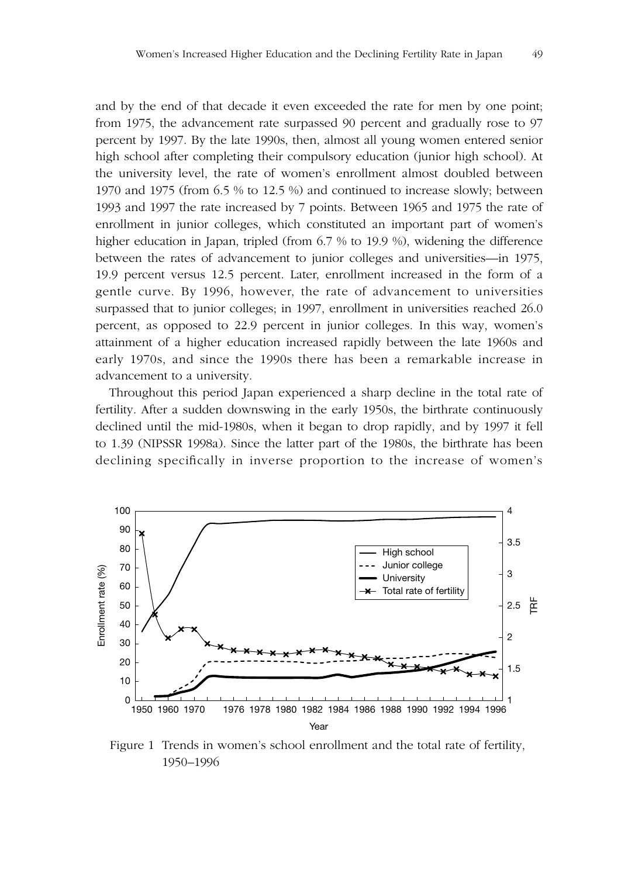and by the end of that decade it even exceeded the rate for men by one point; from 1975, the advancement rate surpassed 90 percent and gradually rose to 97 percent by 1997. By the late 1990s, then, almost all young women entered senior high school after completing their compulsory education (junior high school). At the university level, the rate of women's enrollment almost doubled between 1970 and 1975 (from 6.5 % to 12.5 %) and continued to increase slowly; between 1993 and 1997 the rate increased by 7 points. Between 1965 and 1975 the rate of enrollment in junior colleges, which constituted an important part of women's higher education in Japan, tripled (from 6.7 % to 19.9 %), widening the difference between the rates of advancement to junior colleges and universities—in 1975, 19.9 percent versus 12.5 percent. Later, enrollment increased in the form of a gentle curve. By 1996, however, the rate of advancement to universities surpassed that to junior colleges; in 1997, enrollment in universities reached 26.0 percent, as opposed to 22.9 percent in junior colleges. In this way, women's attainment of a higher education increased rapidly between the late 1960s and early 1970s, and since the 1990s there has been a remarkable increase in advancement to a university.

Throughout this period Japan experienced a sharp decline in the total rate of fertility. After a sudden downswing in the early 1950s, the birthrate continuously declined until the mid-1980s, when it began to drop rapidly, and by 1997 it fell to 1.39 (NIPSSR 1998a). Since the latter part of the 1980s, the birthrate has been declining specifically in inverse proportion to the increase of women's

Figure 1 Trends in women's school enrollment and the total rate of fertility, 1950–1996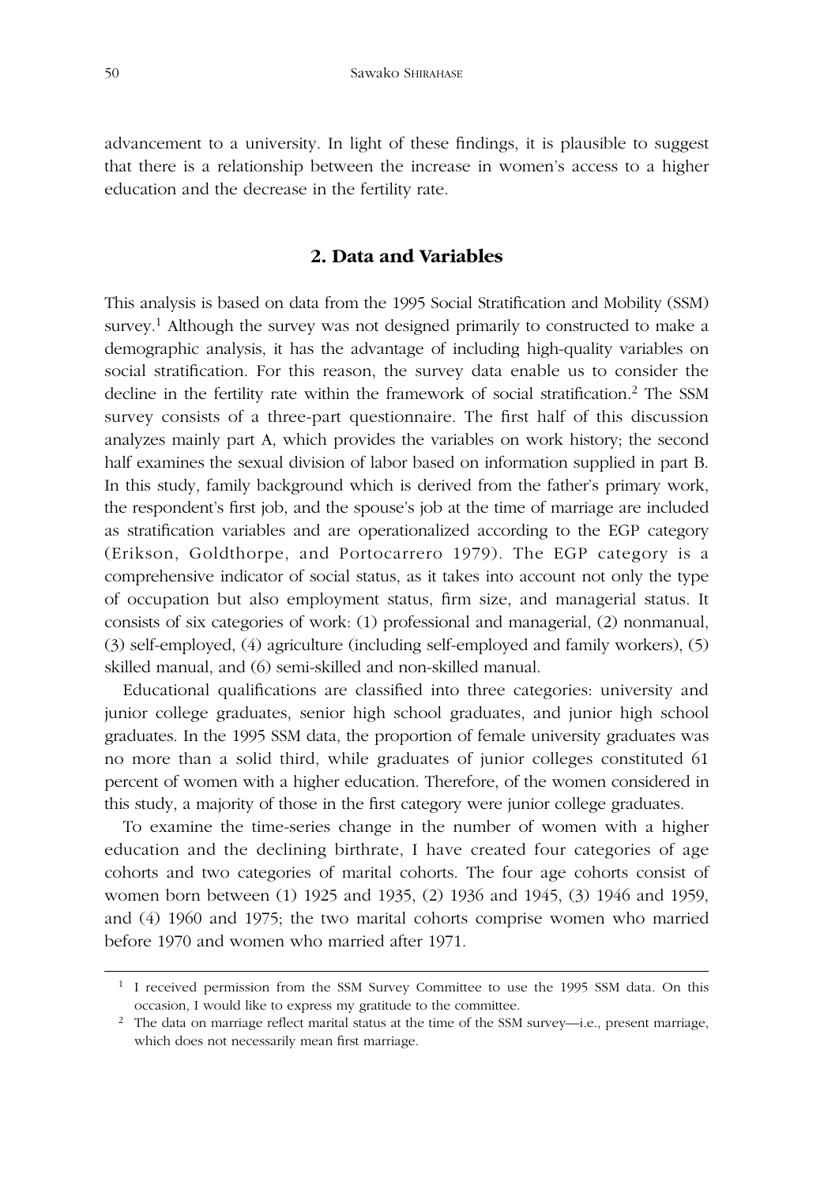advancement to a university. In light of these findings, it is plausible to suggest that there is a relationship between the increase in women's access to a higher education and the decrease in the fertility rate.

## 2. Data and Variables

This analysis is based on data from the 1995 Social Stratification and Mobility (SSM) survey.[1] Although the survey was not designed primarily to constructed to make a demographic analysis, it has the advantage of including high-quality variables on social stratification. For this reason, the survey data enable us to consider the decline in the fertility rate within the framework of social stratification.[2] The SSM survey consists of a three-part questionnaire. The first half of this discussion analyzes mainly part A, which provides the variables on work history; the second half examines the sexual division of labor based on information supplied in part B. In this study, family background which is derived from the father's primary work, the respondent's first job, and the spouse's job at the time of marriage are included as stratification variables and are operationalized according to the EGP category (Erikson, Goldthorpe, and Portocarrero 1979). The EGP category is a comprehensive indicator of social status, as it takes into account not only the type of occupation but also employment status, firm size, and managerial status. It consists of six categories of work: (1) professional and managerial, (2) nonmanual, (3) self-employed, (4) agriculture (including self-employed and family workers), (5) skilled manual, and (6) semi-skilled and non-skilled manual.

Educational qualifications are classified into three categories: university and junior college graduates, senior high school graduates, and junior high school graduates. In the 1995 SSM data, the proportion of female university graduates was no more than a solid third, while graduates of junior colleges constituted 61 percent of women with a higher education. Therefore, of the women considered in this study, a majority of those in the first category were junior college graduates.

To examine the time-series change in the number of women with a higher education and the declining birthrate, I have created four categories of age cohorts and two categories of marital cohorts. The four age cohorts consist of women born between (1) 1925 and 1935, (2) 1936 and 1945, (3) 1946 and 1959, and (4) 1960 and 1975; the two marital cohorts comprise women who married before 1970 and women who married after 1971.

---

[1] I received permission from the SSM Survey Committee to use the 1995 SSM data. On this occasion, I would like to express my gratitude to the committee.

[2] The data on marriage reflect marital status at the time of the SSM survey—i.e., present marriage, which does not necessarily mean first marriage.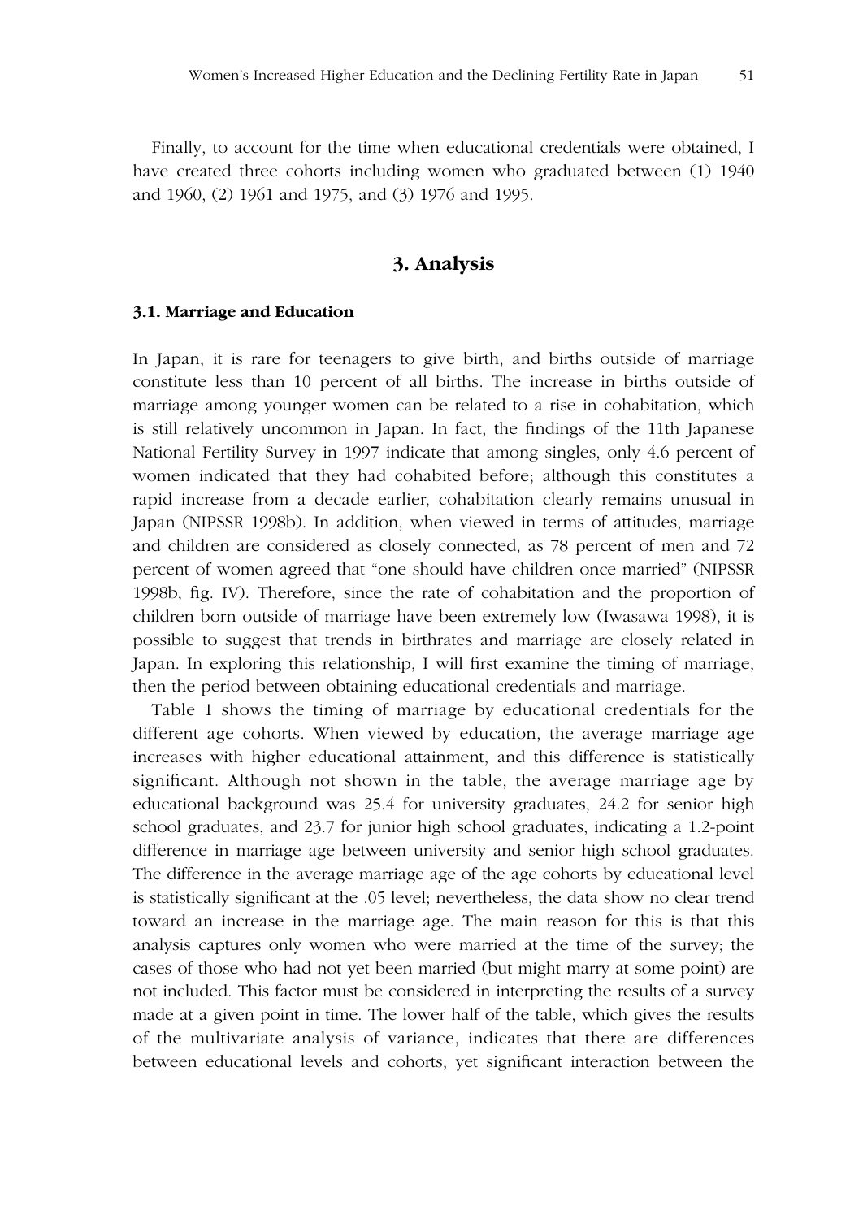Finally, to account for the time when educational credentials were obtained, I have created three cohorts including women who graduated between (1) 1940 and 1960, (2) 1961 and 1975, and (3) 1976 and 1995.

## 3. Analysis

### 3.1. Marriage and Education

In Japan, it is rare for teenagers to give birth, and births outside of marriage constitute less than 10 percent of all births. The increase in births outside of marriage among younger women can be related to a rise in cohabitation, which is still relatively uncommon in Japan. In fact, the findings of the 11th Japanese National Fertility Survey in 1997 indicate that among singles, only 4.6 percent of women indicated that they had cohabited before; although this constitutes a rapid increase from a decade earlier, cohabitation clearly remains unusual in Japan (NIPSSR 1998b). In addition, when viewed in terms of attitudes, marriage and children are considered as closely connected, as 78 percent of men and 72 percent of women agreed that "one should have children once married" (NIPSSR 1998b, fig. IV). Therefore, since the rate of cohabitation and the proportion of children born outside of marriage have been extremely low (Iwasawa 1998), it is possible to suggest that trends in birthrates and marriage are closely related in Japan. In exploring this relationship, I will first examine the timing of marriage, then the period between obtaining educational credentials and marriage.

Table 1 shows the timing of marriage by educational credentials for the different age cohorts. When viewed by education, the average marriage age increases with higher educational attainment, and this difference is statistically significant. Although not shown in the table, the average marriage age by educational background was 25.4 for university graduates, 24.2 for senior high school graduates, and 23.7 for junior high school graduates, indicating a 1.2-point difference in marriage age between university and senior high school graduates. The difference in the average marriage age of the age cohorts by educational level is statistically significant at the .05 level; nevertheless, the data show no clear trend toward an increase in the marriage age. The main reason for this is that this analysis captures only women who were married at the time of the survey; the cases of those who had not yet been married (but might marry at some point) are not included. This factor must be considered in interpreting the results of a survey made at a given point in time. The lower half of the table, which gives the results of the multivariate analysis of variance, indicates that there are differences between educational levels and cohorts, yet significant interaction between the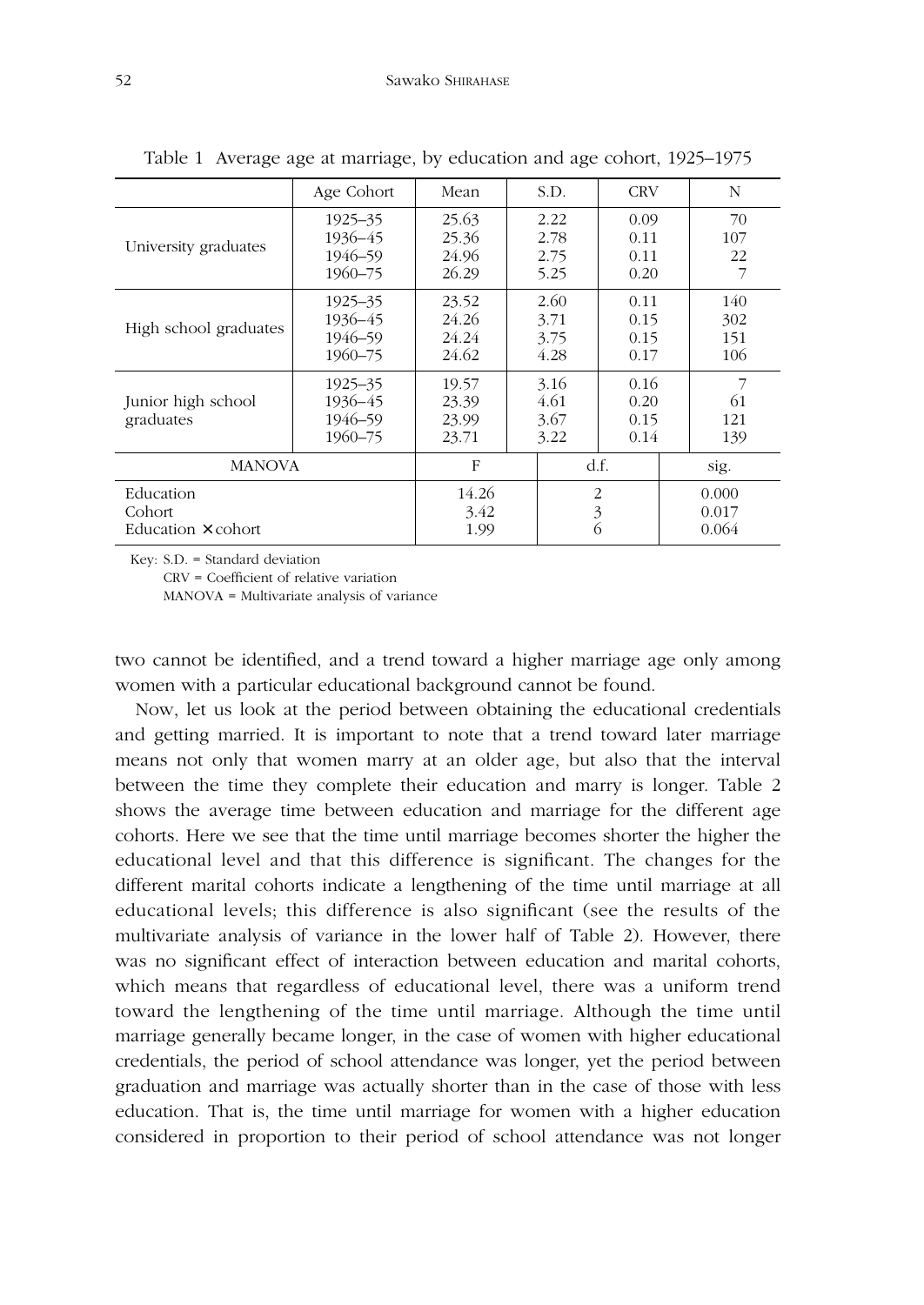Table 1 Average age at marriage, by education and age cohort, 1925–1975

| | Age Cohort | Mean | S.D. | CRV | N |
|---|---|---|---|---|---|
| University graduates | 1925–35 | 25.63 | 2.22 | 0.09 | 70 |
| | 1936–45 | 25.36 | 2.78 | 0.11 | 107 |
| | 1946–59 | 24.96 | 2.75 | 0.11 | 22 |
| | 1960–75 | 26.29 | 5.25 | 0.20 | 7 |
| High school graduates | 1925–35 | 23.52 | 2.60 | 0.11 | 140 |
| | 1936–45 | 24.26 | 3.71 | 0.15 | 302 |
| | 1946–59 | 24.24 | 3.75 | 0.15 | 151 |
| | 1960–75 | 24.62 | 4.28 | 0.17 | 106 |
| Junior high school graduates | 1925–35 | 19.57 | 3.16 | 0.16 | 7 |
| | 1936–45 | 23.39 | 4.61 | 0.20 | 61 |
| | 1946–59 | 23.99 | 3.67 | 0.15 | 121 |
| | 1960–75 | 23.71 | 3.22 | 0.14 | 139 |
| MANOVA | | F | d.f. | | sig. |
| Education | | 14.26 | 2 | | 0.000 |
| Cohort | | 3.42 | 3 | | 0.017 |
| Education × cohort | | 1.99 | 6 | | 0.064 |

Key: S.D. = Standard deviation
CRV = Coefficient of relative variation
MANOVA = Multivariate analysis of variance

two cannot be identified, and a trend toward a higher marriage age only among women with a particular educational background cannot be found.

Now, let us look at the period between obtaining the educational credentials and getting married. It is important to note that a trend toward later marriage means not only that women marry at an older age, but also that the interval between the time they complete their education and marry is longer. Table 2 shows the average time between education and marriage for the different age cohorts. Here we see that the time until marriage becomes shorter the higher the educational level and that this difference is significant. The changes for the different marital cohorts indicate a lengthening of the time until marriage at all educational levels; this difference is also significant (see the results of the multivariate analysis of variance in the lower half of Table 2). However, there was no significant effect of interaction between education and marital cohorts, which means that regardless of educational level, there was a uniform trend toward the lengthening of the time until marriage. Although the time until marriage generally became longer, in the case of women with higher educational credentials, the period of school attendance was longer, yet the period between graduation and marriage was actually shorter than in the case of those with less education. That is, the time until marriage for women with a higher education considered in proportion to their period of school attendance was not longer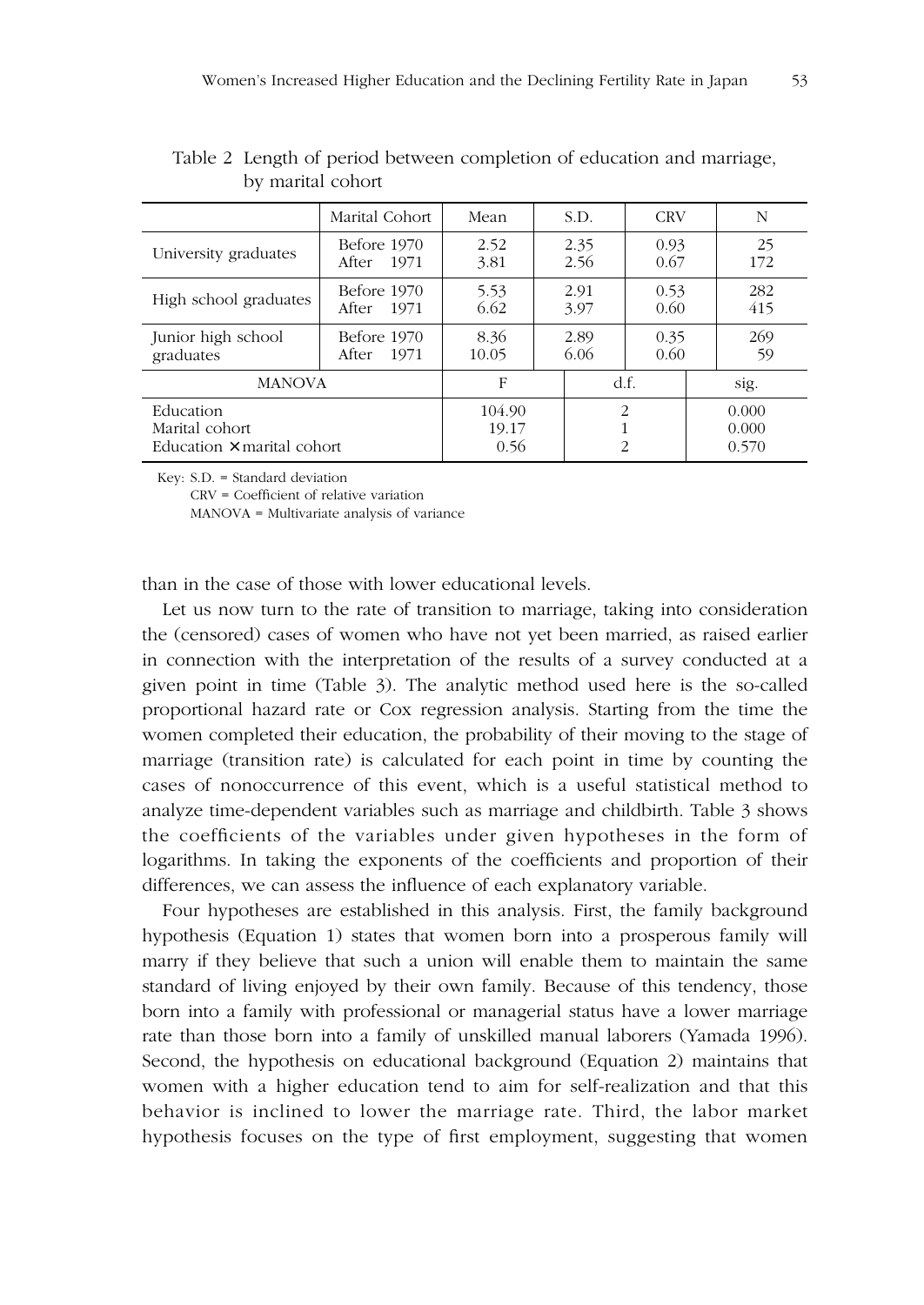Table 2 Length of period between completion of education and marriage, by marital cohort

| | Marital Cohort | Mean | S.D. | CRV | N |
|---|---|---|---|---|---|
| University graduates | Before 1970<br>After 1971 | 2.52<br>3.81 | 2.35<br>2.56 | 0.93<br>0.67 | 25<br>172 |
| High school graduates | Before 1970<br>After 1971 | 5.53<br>6.62 | 2.91<br>3.97 | 0.53<br>0.60 | 282<br>415 |
| Junior high school graduates | Before 1970<br>After 1971 | 8.36<br>10.05 | 2.89<br>6.06 | 0.35<br>0.60 | 269<br>59 |
| MANOVA | | F | d.f. | | sig. |
| Education<br>Marital cohort<br>Education × marital cohort | | 104.90<br>19.17<br>0.56 | 2<br>1<br>2 | | 0.000<br>0.000<br>0.570 |

Key: S.D. = Standard deviation
CRV = Coefficient of relative variation
MANOVA = Multivariate analysis of variance

than in the case of those with lower educational levels.

Let us now turn to the rate of transition to marriage, taking into consideration the (censored) cases of women who have not yet been married, as raised earlier in connection with the interpretation of the results of a survey conducted at a given point in time (Table 3). The analytic method used here is the so-called proportional hazard rate or Cox regression analysis. Starting from the time the women completed their education, the probability of their moving to the stage of marriage (transition rate) is calculated for each point in time by counting the cases of nonoccurrence of this event, which is a useful statistical method to analyze time-dependent variables such as marriage and childbirth. Table 3 shows the coefficients of the variables under given hypotheses in the form of logarithms. In taking the exponents of the coefficients and proportion of their differences, we can assess the influence of each explanatory variable.

Four hypotheses are established in this analysis. First, the family background hypothesis (Equation 1) states that women born into a prosperous family will marry if they believe that such a union will enable them to maintain the same standard of living enjoyed by their own family. Because of this tendency, those born into a family with professional or managerial status have a lower marriage rate than those born into a family of unskilled manual laborers (Yamada 1996). Second, the hypothesis on educational background (Equation 2) maintains that women with a higher education tend to aim for self-realization and that this behavior is inclined to lower the marriage rate. Third, the labor market hypothesis focuses on the type of first employment, suggesting that women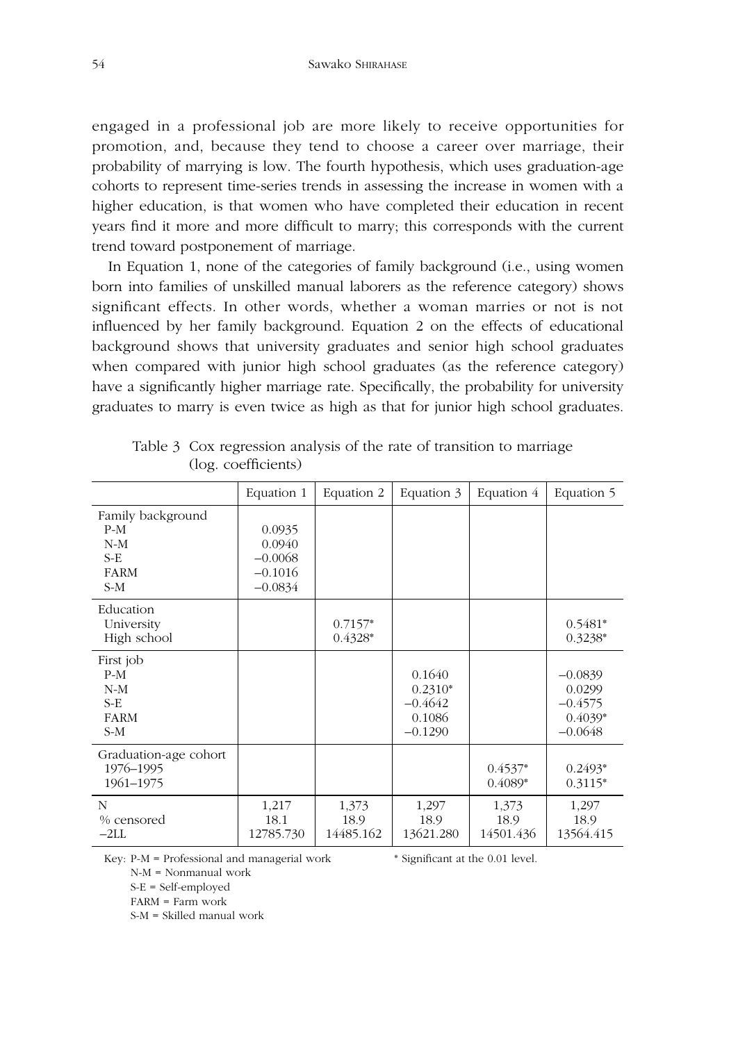engaged in a professional job are more likely to receive opportunities for promotion, and, because they tend to choose a career over marriage, their probability of marrying is low. The fourth hypothesis, which uses graduation-age cohorts to represent time-series trends in assessing the increase in women with a higher education, is that women who have completed their education in recent years find it more and more difficult to marry; this corresponds with the current trend toward postponement of marriage.

In Equation 1, none of the categories of family background (i.e., using women born into families of unskilled manual laborers as the reference category) shows significant effects. In other words, whether a woman marries or not is not influenced by her family background. Equation 2 on the effects of educational background shows that university graduates and senior high school graduates when compared with junior high school graduates (as the reference category) have a significantly higher marriage rate. Specifically, the probability for university graduates to marry is even twice as high as that for junior high school graduates.

Table 3 Cox regression analysis of the rate of transition to marriage (log. coefficients)

| | Equation 1 | Equation 2 | Equation 3 | Equation 4 | Equation 5 |
|---|---|---|---|---|---|
| Family background | | | | | |
| P-M | 0.0935 | | | | |
| N-M | 0.0940 | | | | |
| S-E | −0.0068 | | | | |
| FARM | −0.1016 | | | | |
| S-M | −0.0834 | | | | |
| Education | | | | | |
| University | | 0.7157* | | | 0.5481* |
| High school | | 0.4328* | | | 0.3238* |
| First job | | | | | |
| P-M | | | 0.1640 | | −0.0839 |
| N-M | | | 0.2310* | | 0.0299 |
| S-E | | | −0.4642 | | −0.4575 |
| FARM | | | 0.1086 | | 0.4039* |
| S-M | | | −0.1290 | | −0.0648 |
| Graduation-age cohort | | | | | |
| 1976–1995 | | | | 0.4537* | 0.2493* |
| 1961–1975 | | | | 0.4089* | 0.3115* |
| N | 1,217 | 1,373 | 1,297 | 1,373 | 1,297 |
| % censored | 18.1 | 18.9 | 18.9 | 18.9 | 18.9 |
| −2LL | 12785.730 | 14485.162 | 13621.280 | 14501.436 | 13564.415 |

Key: P-M = Professional and managerial work
N-M = Nonmanual work
S-E = Self-employed
FARM = Farm work
S-M = Skilled manual work

* Significant at the 0.01 level.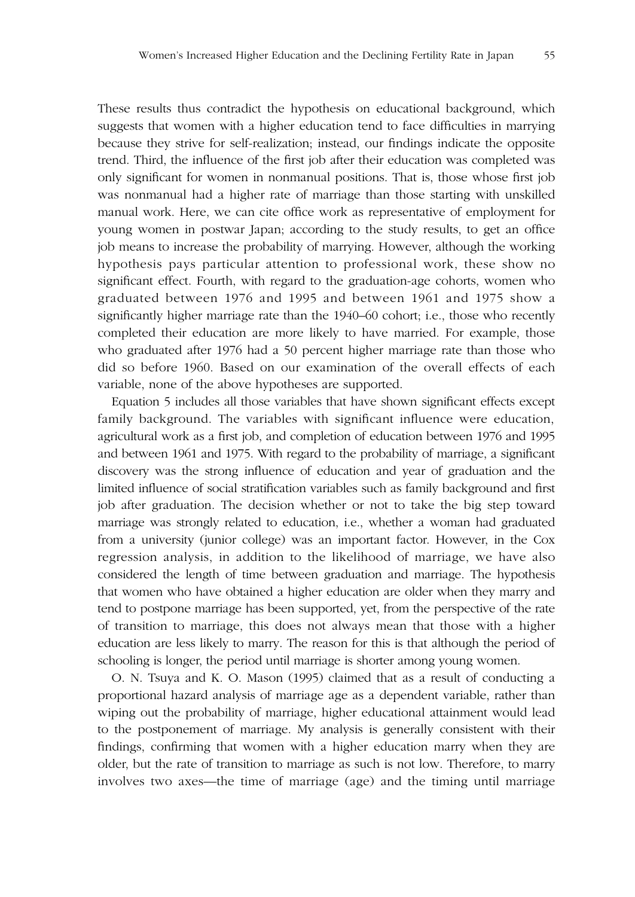These results thus contradict the hypothesis on educational background, which suggests that women with a higher education tend to face difficulties in marrying because they strive for self-realization; instead, our findings indicate the opposite trend. Third, the influence of the first job after their education was completed was only significant for women in nonmanual positions. That is, those whose first job was nonmanual had a higher rate of marriage than those starting with unskilled manual work. Here, we can cite office work as representative of employment for young women in postwar Japan; according to the study results, to get an office job means to increase the probability of marrying. However, although the working hypothesis pays particular attention to professional work, these show no significant effect. Fourth, with regard to the graduation-age cohorts, women who graduated between 1976 and 1995 and between 1961 and 1975 show a significantly higher marriage rate than the 1940–60 cohort; i.e., those who recently completed their education are more likely to have married. For example, those who graduated after 1976 had a 50 percent higher marriage rate than those who did so before 1960. Based on our examination of the overall effects of each variable, none of the above hypotheses are supported.

Equation 5 includes all those variables that have shown significant effects except family background. The variables with significant influence were education, agricultural work as a first job, and completion of education between 1976 and 1995 and between 1961 and 1975. With regard to the probability of marriage, a significant discovery was the strong influence of education and year of graduation and the limited influence of social stratification variables such as family background and first job after graduation. The decision whether or not to take the big step toward marriage was strongly related to education, i.e., whether a woman had graduated from a university (junior college) was an important factor. However, in the Cox regression analysis, in addition to the likelihood of marriage, we have also considered the length of time between graduation and marriage. The hypothesis that women who have obtained a higher education are older when they marry and tend to postpone marriage has been supported, yet, from the perspective of the rate of transition to marriage, this does not always mean that those with a higher education are less likely to marry. The reason for this is that although the period of schooling is longer, the period until marriage is shorter among young women.

O. N. Tsuya and K. O. Mason (1995) claimed that as a result of conducting a proportional hazard analysis of marriage age as a dependent variable, rather than wiping out the probability of marriage, higher educational attainment would lead to the postponement of marriage. My analysis is generally consistent with their findings, confirming that women with a higher education marry when they are older, but the rate of transition to marriage as such is not low. Therefore, to marry involves two axes—the time of marriage (age) and the timing until marriage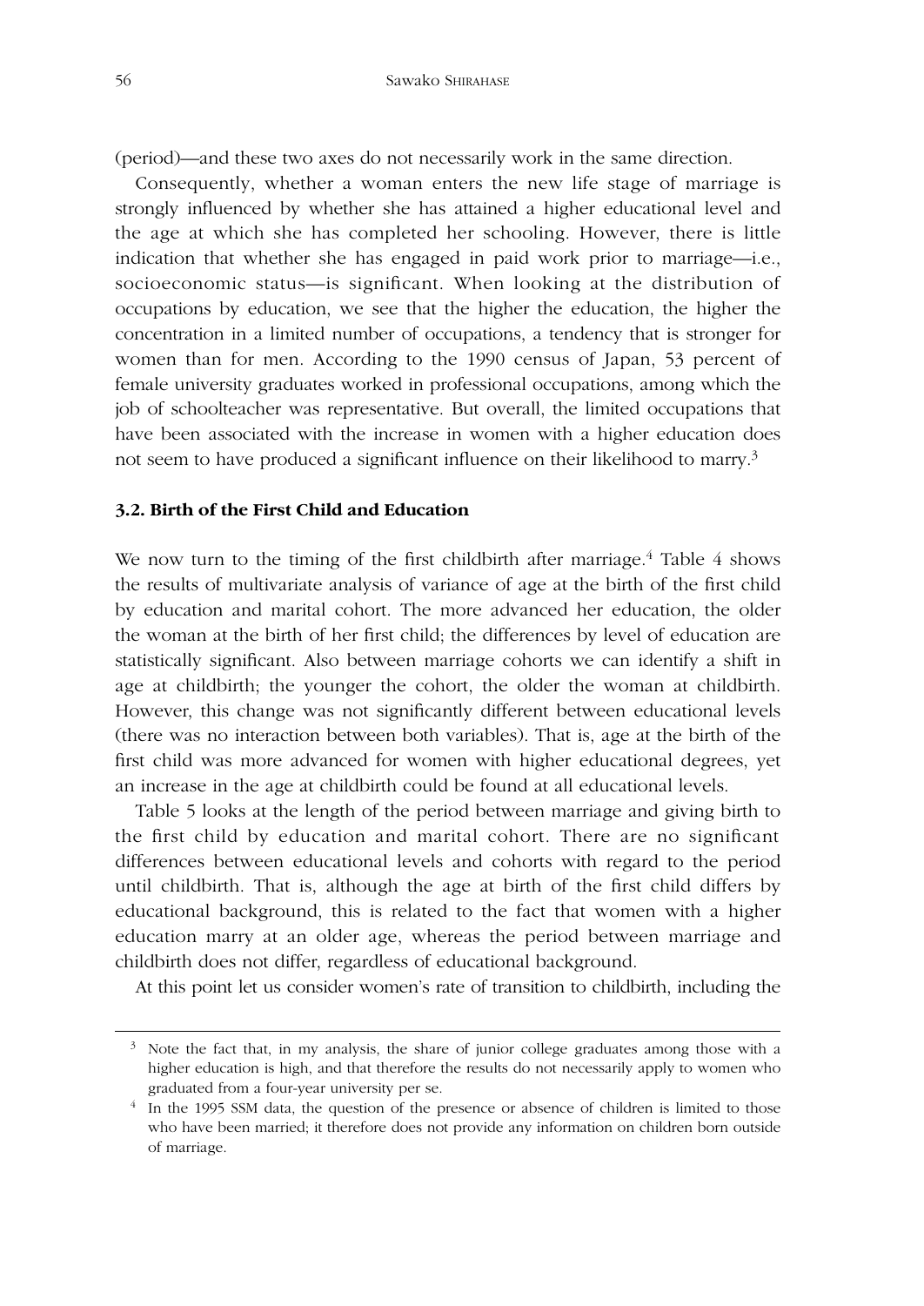(period)—and these two axes do not necessarily work in the same direction.

Consequently, whether a woman enters the new life stage of marriage is strongly influenced by whether she has attained a higher educational level and the age at which she has completed her schooling. However, there is little indication that whether she has engaged in paid work prior to marriage—i.e., socioeconomic status—is significant. When looking at the distribution of occupations by education, we see that the higher the education, the higher the concentration in a limited number of occupations, a tendency that is stronger for women than for men. According to the 1990 census of Japan, 53 percent of female university graduates worked in professional occupations, among which the job of schoolteacher was representative. But overall, the limited occupations that have been associated with the increase in women with a higher education does not seem to have produced a significant influence on their likelihood to marry.[3]

### 3.2. Birth of the First Child and Education

We now turn to the timing of the first childbirth after marriage.[4] Table 4 shows the results of multivariate analysis of variance of age at the birth of the first child by education and marital cohort. The more advanced her education, the older the woman at the birth of her first child; the differences by level of education are statistically significant. Also between marriage cohorts we can identify a shift in age at childbirth; the younger the cohort, the older the woman at childbirth. However, this change was not significantly different between educational levels (there was no interaction between both variables). That is, age at the birth of the first child was more advanced for women with higher educational degrees, yet an increase in the age at childbirth could be found at all educational levels.

Table 5 looks at the length of the period between marriage and giving birth to the first child by education and marital cohort. There are no significant differences between educational levels and cohorts with regard to the period until childbirth. That is, although the age at birth of the first child differs by educational background, this is related to the fact that women with a higher education marry at an older age, whereas the period between marriage and childbirth does not differ, regardless of educational background.

At this point let us consider women's rate of transition to childbirth, including the

[3] Note the fact that, in my analysis, the share of junior college graduates among those with a higher education is high, and that therefore the results do not necessarily apply to women who graduated from a four-year university per se.

[4] In the 1995 SSM data, the question of the presence or absence of children is limited to those who have been married; it therefore does not provide any information on children born outside of marriage.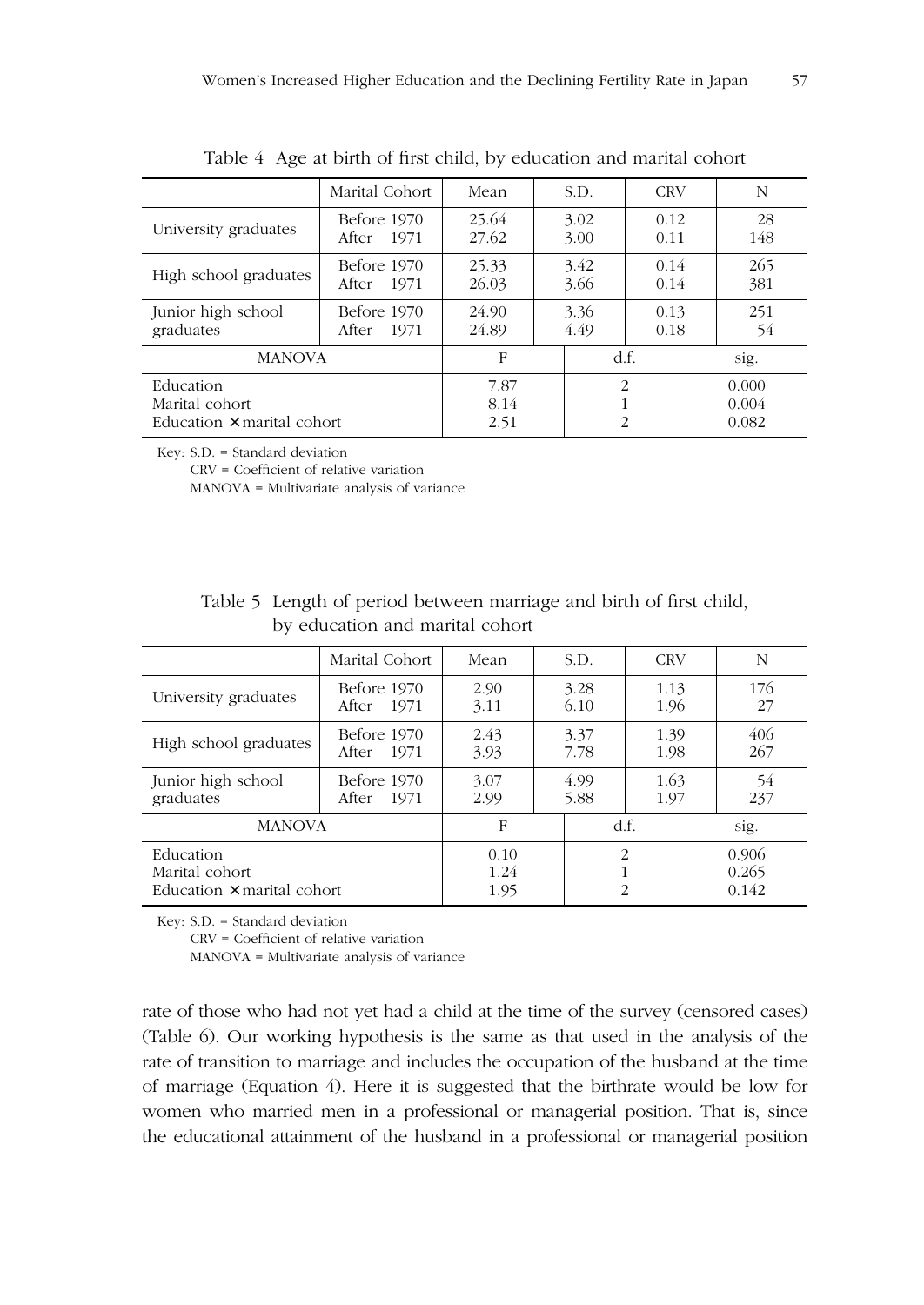Table 4 Age at birth of first child, by education and marital cohort

| | Marital Cohort | Mean | S.D. | CRV | N |
|---|---|---|---|---|---|
| University graduates | Before 1970 | 25.64 | 3.02 | 0.12 | 28 |
| | After 1971 | 27.62 | 3.00 | 0.11 | 148 |
| High school graduates | Before 1970 | 25.33 | 3.42 | 0.14 | 265 |
| | After 1971 | 26.03 | 3.66 | 0.14 | 381 |
| Junior high school graduates | Before 1970 | 24.90 | 3.36 | 0.13 | 251 |
| | After 1971 | 24.89 | 4.49 | 0.18 | 54 |
| MANOVA | | F | d.f. | | sig. |
| Education | | 7.87 | 2 | | 0.000 |
| Marital cohort | | 8.14 | 1 | | 0.004 |
| Education × marital cohort | | 2.51 | 2 | | 0.082 |

Key: S.D. = Standard deviation
CRV = Coefficient of relative variation
MANOVA = Multivariate analysis of variance

Table 5 Length of period between marriage and birth of first child, by education and marital cohort

| | Marital Cohort | Mean | S.D. | CRV | N |
|---|---|---|---|---|---|
| University graduates | Before 1970 | 2.90 | 3.28 | 1.13 | 176 |
| | After 1971 | 3.11 | 6.10 | 1.96 | 27 |
| High school graduates | Before 1970 | 2.43 | 3.37 | 1.39 | 406 |
| | After 1971 | 3.93 | 7.78 | 1.98 | 267 |
| Junior high school graduates | Before 1970 | 3.07 | 4.99 | 1.63 | 54 |
| | After 1971 | 2.99 | 5.88 | 1.97 | 237 |
| MANOVA | | F | d.f. | | sig. |
| Education | | 0.10 | 2 | | 0.906 |
| Marital cohort | | 1.24 | 1 | | 0.265 |
| Education × marital cohort | | 1.95 | 2 | | 0.142 |

Key: S.D. = Standard deviation
CRV = Coefficient of relative variation
MANOVA = Multivariate analysis of variance

rate of those who had not yet had a child at the time of the survey (censored cases) (Table 6). Our working hypothesis is the same as that used in the analysis of the rate of transition to marriage and includes the occupation of the husband at the time of marriage (Equation 4). Here it is suggested that the birthrate would be low for women who married men in a professional or managerial position. That is, since the educational attainment of the husband in a professional or managerial position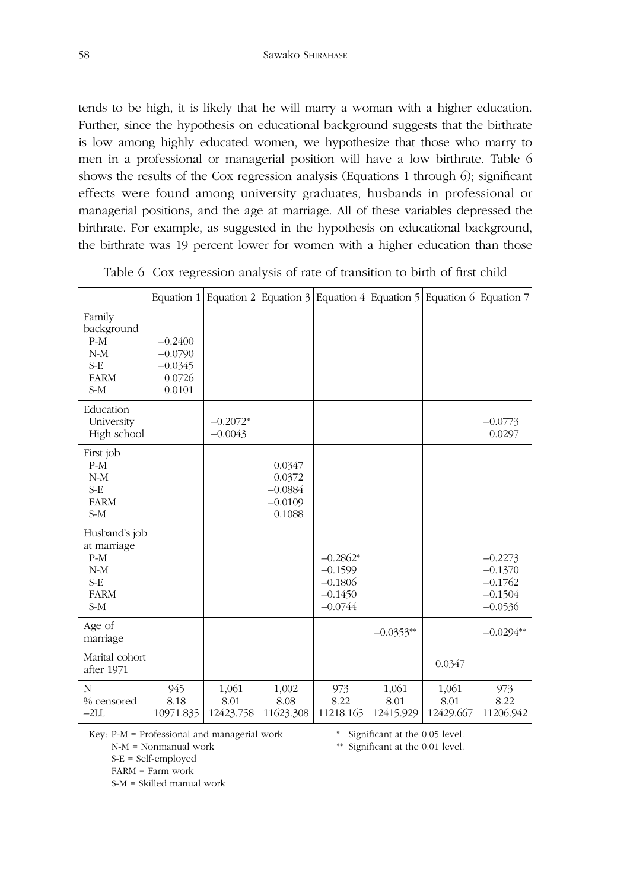tends to be high, it is likely that he will marry a woman with a higher education. Further, since the hypothesis on educational background suggests that the birthrate is low among highly educated women, we hypothesize that those who marry to men in a professional or managerial position will have a low birthrate. Table 6 shows the results of the Cox regression analysis (Equations 1 through 6); significant effects were found among university graduates, husbands in professional or managerial positions, and the age at marriage. All of these variables depressed the birthrate. For example, as suggested in the hypothesis on educational background, the birthrate was 19 percent lower for women with a higher education than those

Table 6 Cox regression analysis of rate of transition to birth of first child

| | Equation 1 | Equation 2 | Equation 3 | Equation 4 | Equation 5 | Equation 6 | Equation 7 |
|---|---|---|---|---|---|---|---|
| Family background | | | | | | | |
| P-M | −0.2400 | | | | | | |
| N-M | −0.0790 | | | | | | |
| S-E | −0.0345 | | | | | | |
| FARM | 0.0726 | | | | | | |
| S-M | 0.0101 | | | | | | |
| Education | | | | | | | |
| University | | −0.2072* | | | | | −0.0773 |
| High school | | −0.0043 | | | | | 0.0297 |
| First job | | | | | | | |
| P-M | | | 0.0347 | | | | |
| N-M | | | 0.0372 | | | | |
| S-E | | | −0.0884 | | | | |
| FARM | | | −0.0109 | | | | |
| S-M | | | 0.1088 | | | | |
| Husband's job at marriage | | | | | | | |
| P-M | | | | −0.2862* | | | −0.2273 |
| N-M | | | | −0.1599 | | | −0.1370 |
| S-E | | | | −0.1806 | | | −0.1762 |
| FARM | | | | −0.1450 | | | −0.1504 |
| S-M | | | | −0.0744 | | | −0.0536 |
| Age of marriage | | | | | −0.0353** | | −0.0294** |
| Marital cohort after 1971 | | | | | | 0.0347 | |
| N | 945 | 1,061 | 1,002 | 973 | 1,061 | 1,061 | 973 |
| % censored | 8.18 | 8.01 | 8.08 | 8.22 | 8.01 | 8.01 | 8.22 |
| −2LL | 10971.835 | 12423.758 | 11623.308 | 11218.165 | 12415.929 | 12429.667 | 11206.942 |

Key: P-M = Professional and managerial work
N-M = Nonmanual work
S-E = Self-employed
FARM = Farm work
S-M = Skilled manual work

\* Significant at the 0.05 level.
\*\* Significant at the 0.01 level.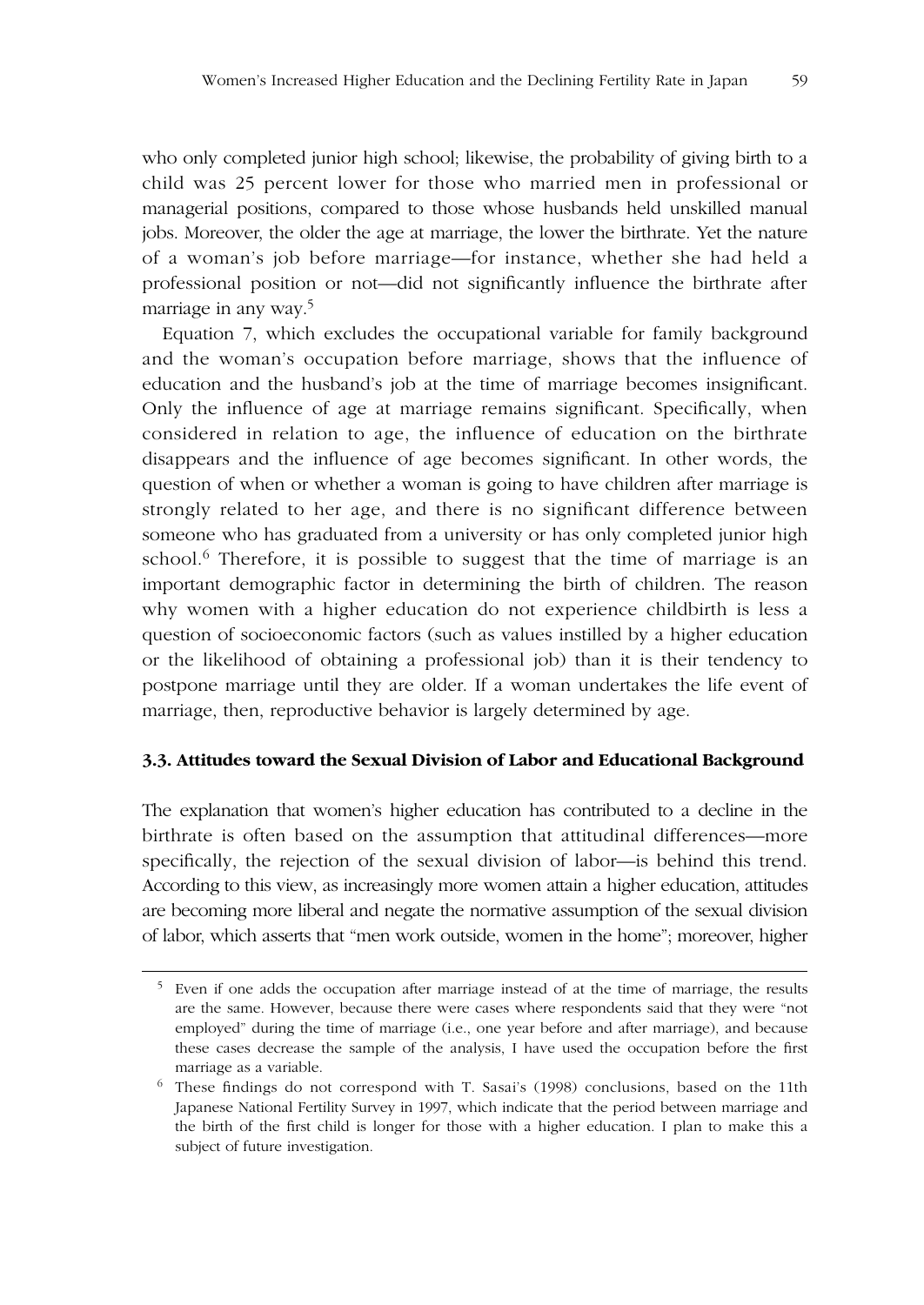who only completed junior high school; likewise, the probability of giving birth to a child was 25 percent lower for those who married men in professional or managerial positions, compared to those whose husbands held unskilled manual jobs. Moreover, the older the age at marriage, the lower the birthrate. Yet the nature of a woman's job before marriage—for instance, whether she had held a professional position or not—did not significantly influence the birthrate after marriage in any way.[5]

Equation 7, which excludes the occupational variable for family background and the woman's occupation before marriage, shows that the influence of education and the husband's job at the time of marriage becomes insignificant. Only the influence of age at marriage remains significant. Specifically, when considered in relation to age, the influence of education on the birthrate disappears and the influence of age becomes significant. In other words, the question of when or whether a woman is going to have children after marriage is strongly related to her age, and there is no significant difference between someone who has graduated from a university or has only completed junior high school.[6] Therefore, it is possible to suggest that the time of marriage is an important demographic factor in determining the birth of children. The reason why women with a higher education do not experience childbirth is less a question of socioeconomic factors (such as values instilled by a higher education or the likelihood of obtaining a professional job) than it is their tendency to postpone marriage until they are older. If a woman undertakes the life event of marriage, then, reproductive behavior is largely determined by age.

### 3.3. Attitudes toward the Sexual Division of Labor and Educational Background

The explanation that women's higher education has contributed to a decline in the birthrate is often based on the assumption that attitudinal differences—more specifically, the rejection of the sexual division of labor—is behind this trend. According to this view, as increasingly more women attain a higher education, attitudes are becoming more liberal and negate the normative assumption of the sexual division of labor, which asserts that "men work outside, women in the home"; moreover, higher

---

[5] Even if one adds the occupation after marriage instead of at the time of marriage, the results are the same. However, because there were cases where respondents said that they were "not employed" during the time of marriage (i.e., one year before and after marriage), and because these cases decrease the sample of the analysis, I have used the occupation before the first marriage as a variable.

[6] These findings do not correspond with T. Sasai's (1998) conclusions, based on the 11th Japanese National Fertility Survey in 1997, which indicate that the period between marriage and the birth of the first child is longer for those with a higher education. I plan to make this a subject of future investigation.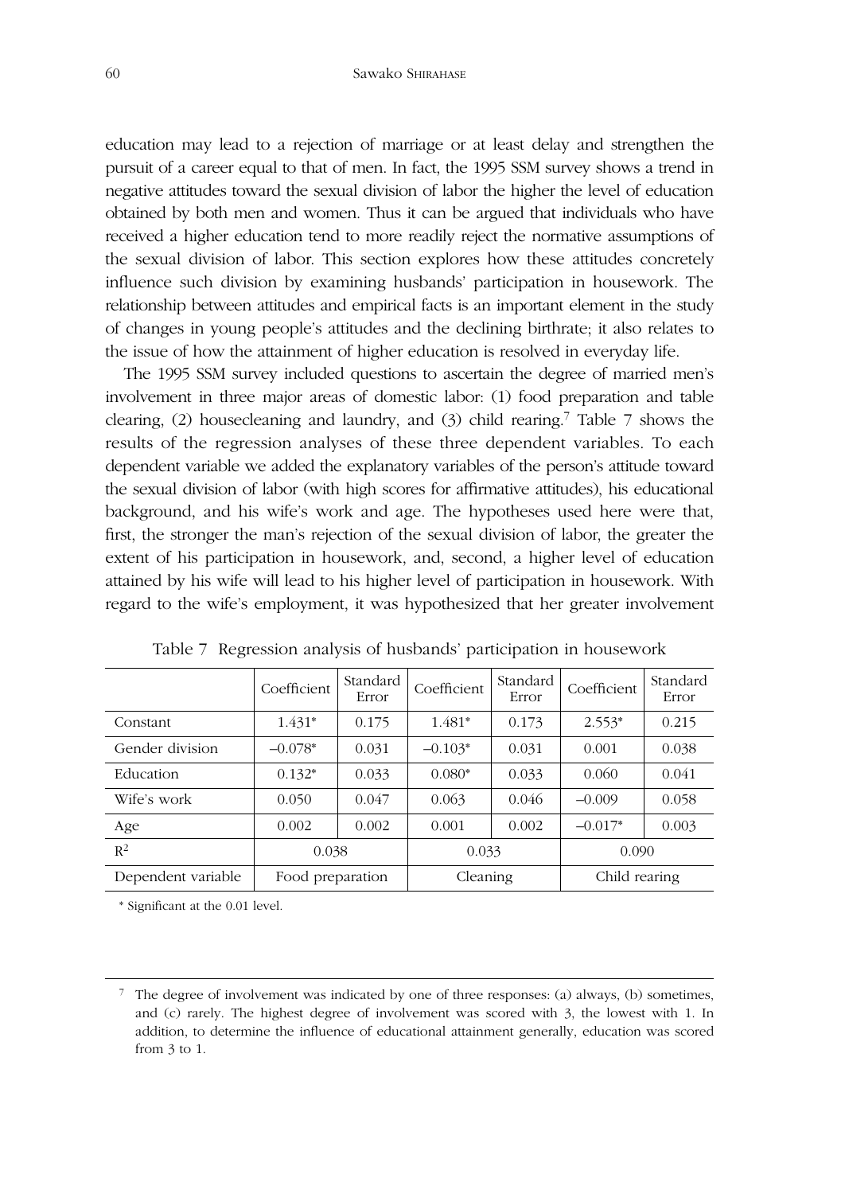education may lead to a rejection of marriage or at least delay and strengthen the pursuit of a career equal to that of men. In fact, the 1995 SSM survey shows a trend in negative attitudes toward the sexual division of labor the higher the level of education obtained by both men and women. Thus it can be argued that individuals who have received a higher education tend to more readily reject the normative assumptions of the sexual division of labor. This section explores how these attitudes concretely influence such division by examining husbands' participation in housework. The relationship between attitudes and empirical facts is an important element in the study of changes in young people's attitudes and the declining birthrate; it also relates to the issue of how the attainment of higher education is resolved in everyday life.

The 1995 SSM survey included questions to ascertain the degree of married men's involvement in three major areas of domestic labor: (1) food preparation and table clearing, (2) housecleaning and laundry, and (3) child rearing.[7] Table 7 shows the results of the regression analyses of these three dependent variables. To each dependent variable we added the explanatory variables of the person's attitude toward the sexual division of labor (with high scores for affirmative attitudes), his educational background, and his wife's work and age. The hypotheses used here were that, first, the stronger the man's rejection of the sexual division of labor, the greater the extent of his participation in housework, and, second, a higher level of education attained by his wife will lead to his higher level of participation in housework. With regard to the wife's employment, it was hypothesized that her greater involvement

Table 7 Regression analysis of husbands' participation in housework

| | Coefficient | Standard Error | Coefficient | Standard Error | Coefficient | Standard Error |
|---|---|---|---|---|---|---|
| Constant | 1.431* | 0.175 | 1.481* | 0.173 | 2.553* | 0.215 |
| Gender division | –0.078* | 0.031 | –0.103* | 0.031 | 0.001 | 0.038 |
| Education | 0.132* | 0.033 | 0.080* | 0.033 | 0.060 | 0.041 |
| Wife's work | 0.050 | 0.047 | 0.063 | 0.046 | –0.009 | 0.058 |
| Age | 0.002 | 0.002 | 0.001 | 0.002 | –0.017* | 0.003 |
| $R^2$ | 0.038 | | 0.033 | | 0.090 | |
| Dependent variable | Food preparation | | Cleaning | | Child rearing | |

\* Significant at the 0.01 level.

[7] The degree of involvement was indicated by one of three responses: (a) always, (b) sometimes, and (c) rarely. The highest degree of involvement was scored with 3, the lowest with 1. In addition, to determine the influence of educational attainment generally, education was scored from 3 to 1.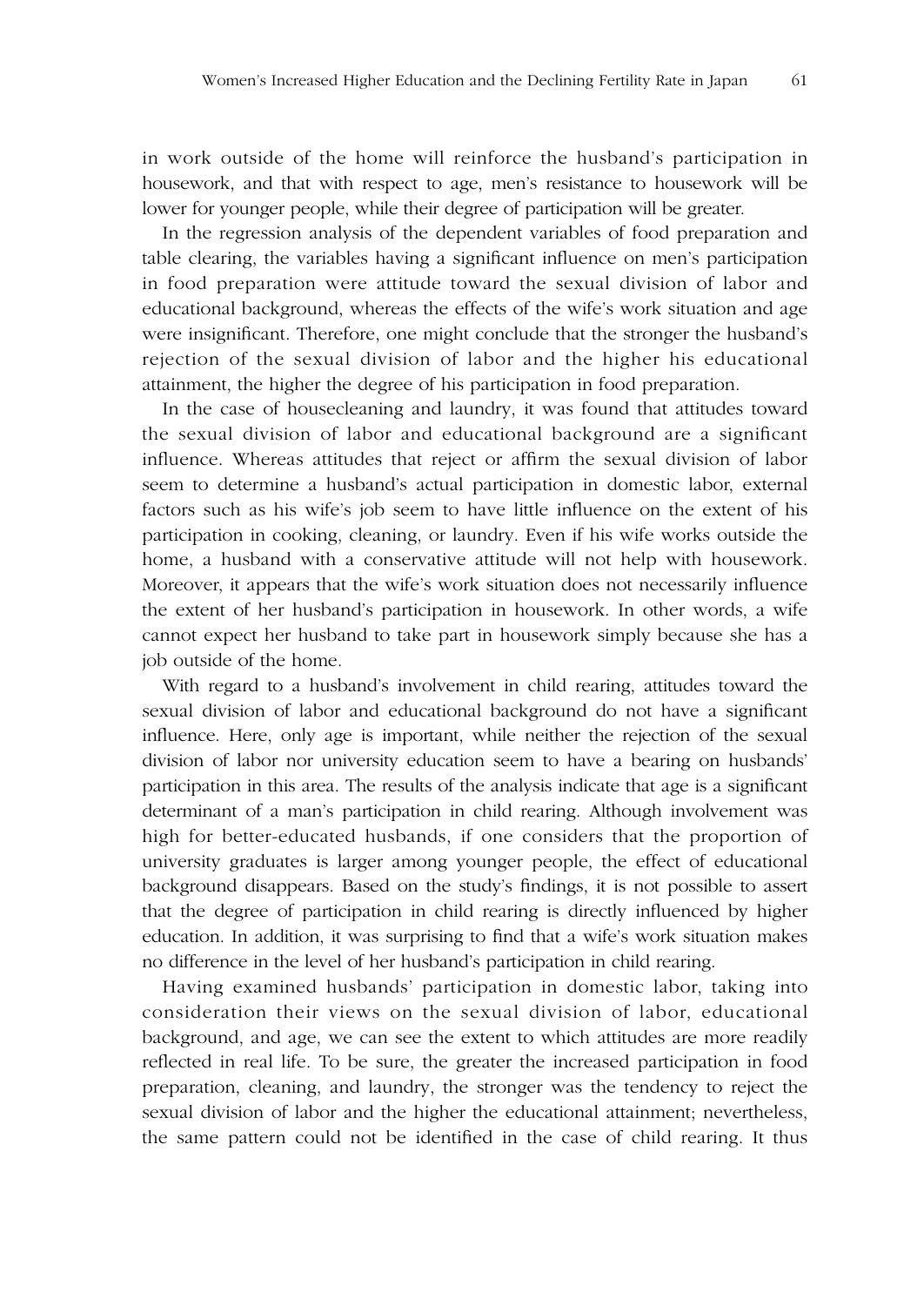in work outside of the home will reinforce the husband's participation in housework, and that with respect to age, men's resistance to housework will be lower for younger people, while their degree of participation will be greater.

In the regression analysis of the dependent variables of food preparation and table clearing, the variables having a significant influence on men's participation in food preparation were attitude toward the sexual division of labor and educational background, whereas the effects of the wife's work situation and age were insignificant. Therefore, one might conclude that the stronger the husband's rejection of the sexual division of labor and the higher his educational attainment, the higher the degree of his participation in food preparation.

In the case of housecleaning and laundry, it was found that attitudes toward the sexual division of labor and educational background are a significant influence. Whereas attitudes that reject or affirm the sexual division of labor seem to determine a husband's actual participation in domestic labor, external factors such as his wife's job seem to have little influence on the extent of his participation in cooking, cleaning, or laundry. Even if his wife works outside the home, a husband with a conservative attitude will not help with housework. Moreover, it appears that the wife's work situation does not necessarily influence the extent of her husband's participation in housework. In other words, a wife cannot expect her husband to take part in housework simply because she has a job outside of the home.

With regard to a husband's involvement in child rearing, attitudes toward the sexual division of labor and educational background do not have a significant influence. Here, only age is important, while neither the rejection of the sexual division of labor nor university education seem to have a bearing on husbands' participation in this area. The results of the analysis indicate that age is a significant determinant of a man's participation in child rearing. Although involvement was high for better-educated husbands, if one considers that the proportion of university graduates is larger among younger people, the effect of educational background disappears. Based on the study's findings, it is not possible to assert that the degree of participation in child rearing is directly influenced by higher education. In addition, it was surprising to find that a wife's work situation makes no difference in the level of her husband's participation in child rearing.

Having examined husbands' participation in domestic labor, taking into consideration their views on the sexual division of labor, educational background, and age, we can see the extent to which attitudes are more readily reflected in real life. To be sure, the greater the increased participation in food preparation, cleaning, and laundry, the stronger was the tendency to reject the sexual division of labor and the higher the educational attainment; nevertheless, the same pattern could not be identified in the case of child rearing. It thus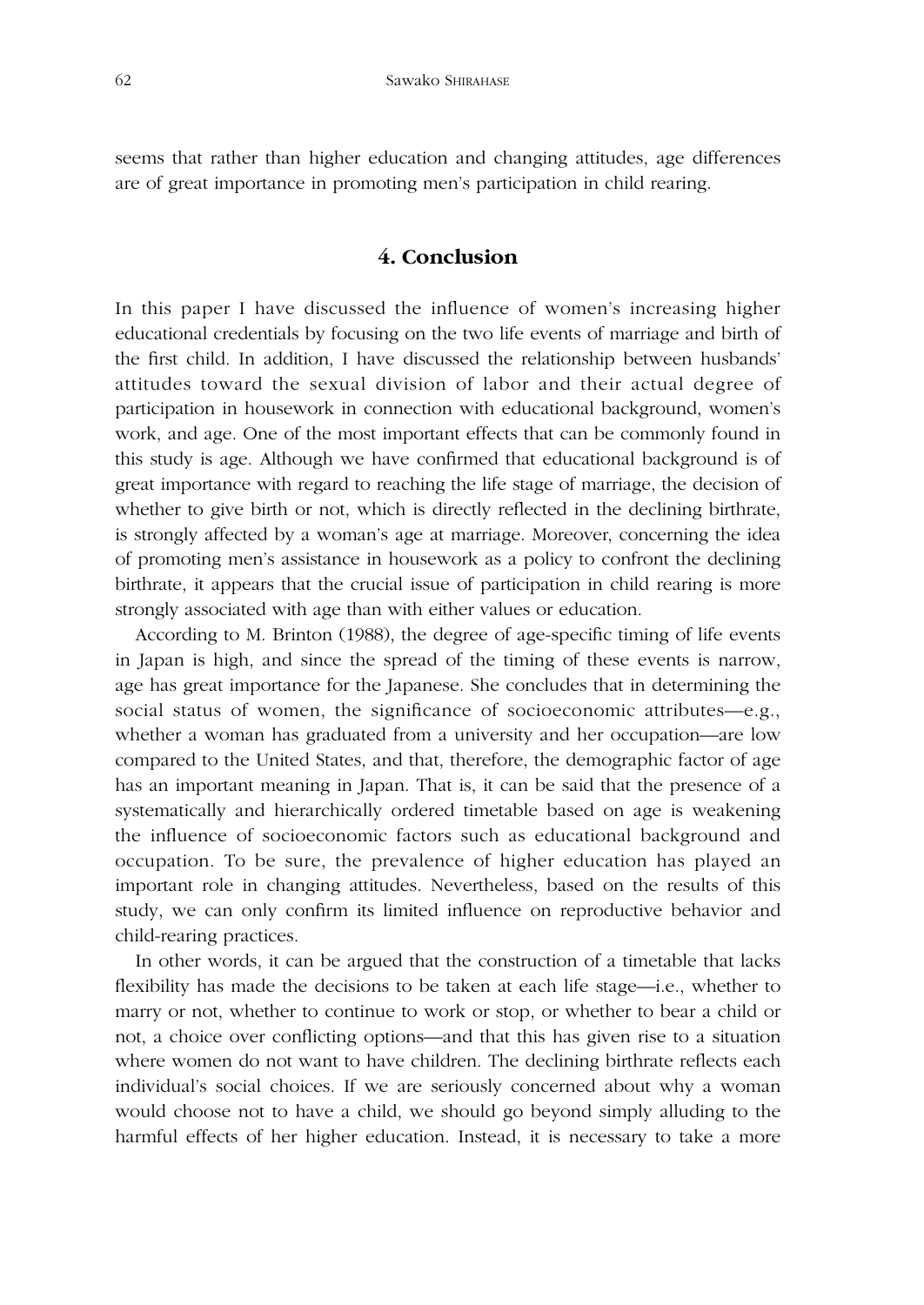seems that rather than higher education and changing attitudes, age differences are of great importance in promoting men's participation in child rearing.

## 4. Conclusion

In this paper I have discussed the influence of women's increasing higher educational credentials by focusing on the two life events of marriage and birth of the first child. In addition, I have discussed the relationship between husbands' attitudes toward the sexual division of labor and their actual degree of participation in housework in connection with educational background, women's work, and age. One of the most important effects that can be commonly found in this study is age. Although we have confirmed that educational background is of great importance with regard to reaching the life stage of marriage, the decision of whether to give birth or not, which is directly reflected in the declining birthrate, is strongly affected by a woman's age at marriage. Moreover, concerning the idea of promoting men's assistance in housework as a policy to confront the declining birthrate, it appears that the crucial issue of participation in child rearing is more strongly associated with age than with either values or education.

According to M. Brinton (1988), the degree of age-specific timing of life events in Japan is high, and since the spread of the timing of these events is narrow, age has great importance for the Japanese. She concludes that in determining the social status of women, the significance of socioeconomic attributes—e.g., whether a woman has graduated from a university and her occupation—are low compared to the United States, and that, therefore, the demographic factor of age has an important meaning in Japan. That is, it can be said that the presence of a systematically and hierarchically ordered timetable based on age is weakening the influence of socioeconomic factors such as educational background and occupation. To be sure, the prevalence of higher education has played an important role in changing attitudes. Nevertheless, based on the results of this study, we can only confirm its limited influence on reproductive behavior and child-rearing practices.

In other words, it can be argued that the construction of a timetable that lacks flexibility has made the decisions to be taken at each life stage—i.e., whether to marry or not, whether to continue to work or stop, or whether to bear a child or not, a choice over conflicting options—and that this has given rise to a situation where women do not want to have children. The declining birthrate reflects each individual's social choices. If we are seriously concerned about why a woman would choose not to have a child, we should go beyond simply alluding to the harmful effects of her higher education. Instead, it is necessary to take a more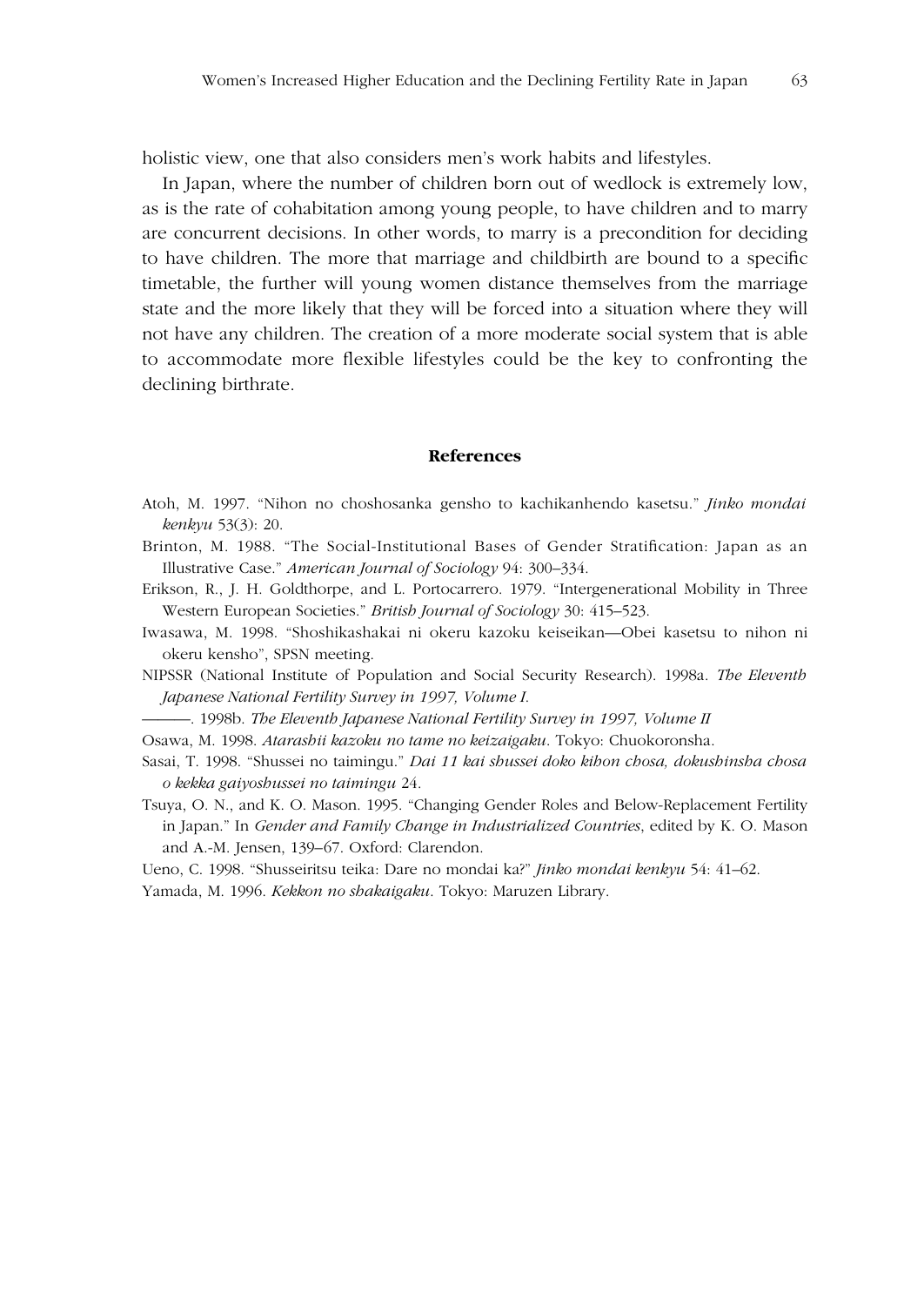holistic view, one that also considers men's work habits and lifestyles.

In Japan, where the number of children born out of wedlock is extremely low, as is the rate of cohabitation among young people, to have children and to marry are concurrent decisions. In other words, to marry is a precondition for deciding to have children. The more that marriage and childbirth are bound to a specific timetable, the further will young women distance themselves from the marriage state and the more likely that they will be forced into a situation where they will not have any children. The creation of a more moderate social system that is able to accommodate more flexible lifestyles could be the key to confronting the declining birthrate.

## References

Atoh, M. 1997. "Nihon no choshosanka gensho to kachikanhendo kasetsu." *Jinko mondai kenkyu* 53(3): 20.

Brinton, M. 1988. "The Social-Institutional Bases of Gender Stratification: Japan as an Illustrative Case." *American Journal of Sociology* 94: 300–334.

Erikson, R., J. H. Goldthorpe, and L. Portocarrero. 1979. "Intergenerational Mobility in Three Western European Societies." *British Journal of Sociology* 30: 415–523.

Iwasawa, M. 1998. "Shoshikashakai ni okeru kazoku keiseikan—Obei kasetsu to nihon ni okeru kensho", SPSN meeting.

NIPSSR (National Institute of Population and Social Security Research). 1998a. *The Eleventh Japanese National Fertility Survey in 1997, Volume I.*

———. 1998b. *The Eleventh Japanese National Fertility Survey in 1997, Volume II*

Osawa, M. 1998. *Atarashii kazoku no tame no keizaigaku*. Tokyo: Chuokoronsha.

Sasai, T. 1998. "Shussei no taimingu." *Dai 11 kai shussei doko kihon chosa, dokushinsha chosa o kekka gaiyoshussei no taimingu* 24.

Tsuya, O. N., and K. O. Mason. 1995. "Changing Gender Roles and Below-Replacement Fertility in Japan." In *Gender and Family Change in Industrialized Countries*, edited by K. O. Mason and A.-M. Jensen, 139–67. Oxford: Clarendon.

Ueno, C. 1998. "Shusseiritsu teika: Dare no mondai ka?" *Jinko mondai kenkyu* 54: 41–62.

Yamada, M. 1996. *Kekkon no shakaigaku*. Tokyo: Maruzen Library.